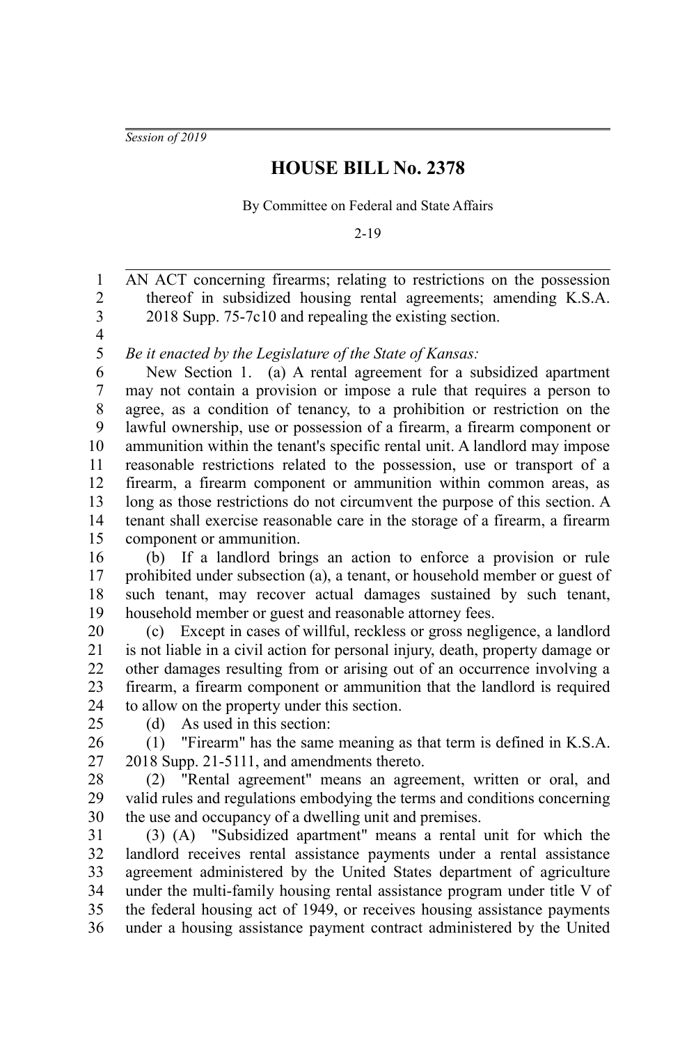*Session of 2019*

# HOUSE BILL No. 2378

By Committee on Federal and State Affairs

2-19

AN ACT concerning firearms; relating to restrictions on the possession thereof in subsidized housing rental agreements; amending K.S.A. 2018 Supp. 75-7c10 and repealing the existing section.

*Be it enacted by the Legislature of the State of Kansas:*

New Section 1. (a) A rental agreement for a subsidized apartment may not contain a provision or impose a rule that requires a person to agree, as a condition of tenancy, to a prohibition or restriction on the lawful ownership, use or possession of a firearm, a firearm component or ammunition within the tenant's specific rental unit. A landlord may impose reasonable restrictions related to the possession, use or transport of a firearm, a firearm component or ammunition within common areas, as long as those restrictions do not circumvent the purpose of this section. A tenant shall exercise reasonable care in the storage of a firearm, a firearm component or ammunition.

(b) If a landlord brings an action to enforce a provision or rule prohibited under subsection (a), a tenant, or household member or guest of such tenant, may recover actual damages sustained by such tenant, household member or guest and reasonable attorney fees.

(c) Except in cases of willful, reckless or gross negligence, a landlord is not liable in a civil action for personal injury, death, property damage or other damages resulting from or arising out of an occurrence involving a firearm, a firearm component or ammunition that the landlord is required to allow on the property under this section.

(d) As used in this section:

(1) "Firearm" has the same meaning as that term is defined in K.S.A. 2018 Supp. 21-5111, and amendments thereto.

(2) "Rental agreement" means an agreement, written or oral, and valid rules and regulations embodying the terms and conditions concerning the use and occupancy of a dwelling unit and premises.

(3) (A) "Subsidized apartment" means a rental unit for which the landlord receives rental assistance payments under a rental assistance agreement administered by the United States department of agriculture under the multi-family housing rental assistance program under title V of the federal housing act of 1949, or receives housing assistance payments under a housing assistance payment contract administered by the United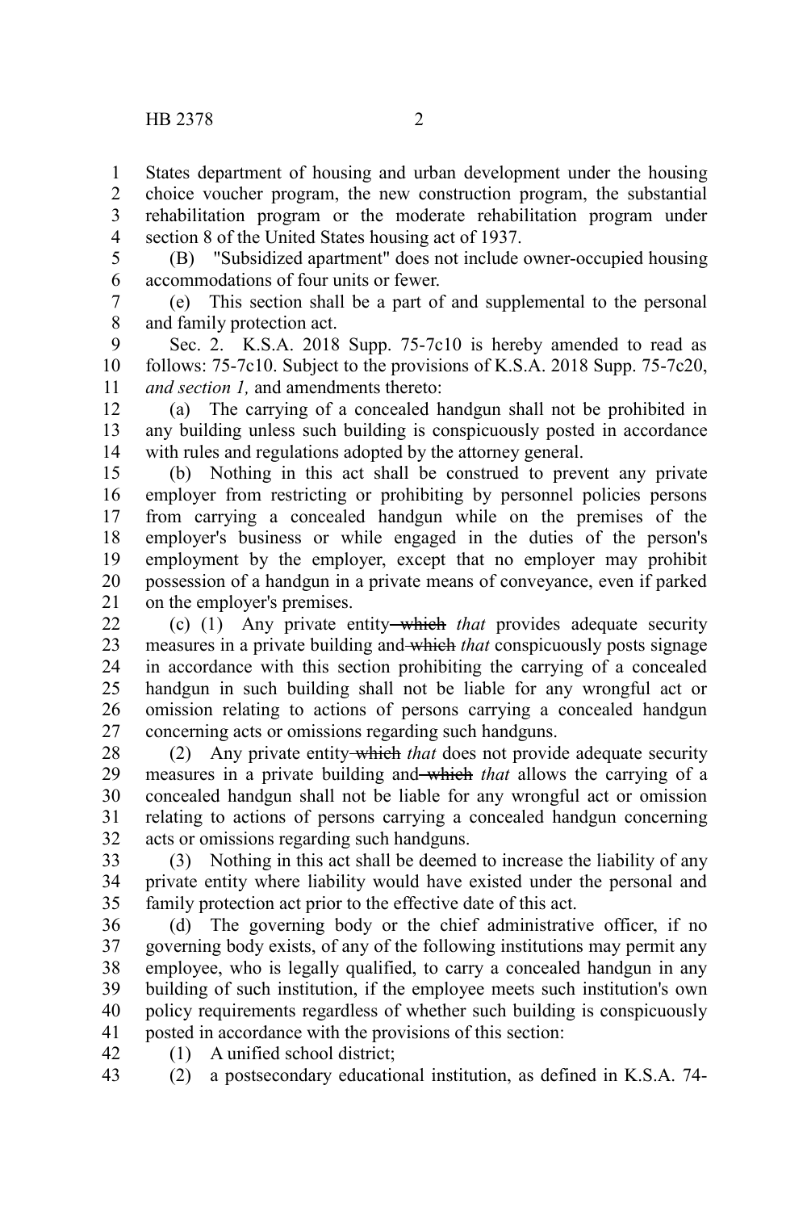States department of housing and urban development under the housing choice voucher program, the new construction program, the substantial rehabilitation program or the moderate rehabilitation program under section 8 of the United States housing act of 1937.

(B) "Subsidized apartment" does not include owner-occupied housing accommodations of four units or fewer.

(e) This section shall be a part of and supplemental to the personal and family protection act.

Sec. 2. K.S.A. 2018 Supp. 75-7c10 is hereby amended to read as follows: 75-7c10. Subject to the provisions of K.S.A. 2018 Supp. 75-7c20, *and section 1,* and amendments thereto:

(a) The carrying of a concealed handgun shall not be prohibited in any building unless such building is conspicuously posted in accordance with rules and regulations adopted by the attorney general.

(b) Nothing in this act shall be construed to prevent any private employer from restricting or prohibiting by personnel policies persons from carrying a concealed handgun while on the premises of the employer's business or while engaged in the duties of the person's employment by the employer, except that no employer may prohibit possession of a handgun in a private means of conveyance, even if parked on the employer's premises.

(c) (1) Any private entity ~~which~~ *that* provides adequate security measures in a private building and ~~which~~ *that* conspicuously posts signage in accordance with this section prohibiting the carrying of a concealed handgun in such building shall not be liable for any wrongful act or omission relating to actions of persons carrying a concealed handgun concerning acts or omissions regarding such handguns.

(2) Any private entity ~~which~~ *that* does not provide adequate security measures in a private building and ~~which~~ *that* allows the carrying of a concealed handgun shall not be liable for any wrongful act or omission relating to actions of persons carrying a concealed handgun concerning acts or omissions regarding such handguns.

(3) Nothing in this act shall be deemed to increase the liability of any private entity where liability would have existed under the personal and family protection act prior to the effective date of this act.

(d) The governing body or the chief administrative officer, if no governing body exists, of any of the following institutions may permit any employee, who is legally qualified, to carry a concealed handgun in any building of such institution, if the employee meets such institution's own policy requirements regardless of whether such building is conspicuously posted in accordance with the provisions of this section:

(1) A unified school district;

(2) a postsecondary educational institution, as defined in K.S.A. 74-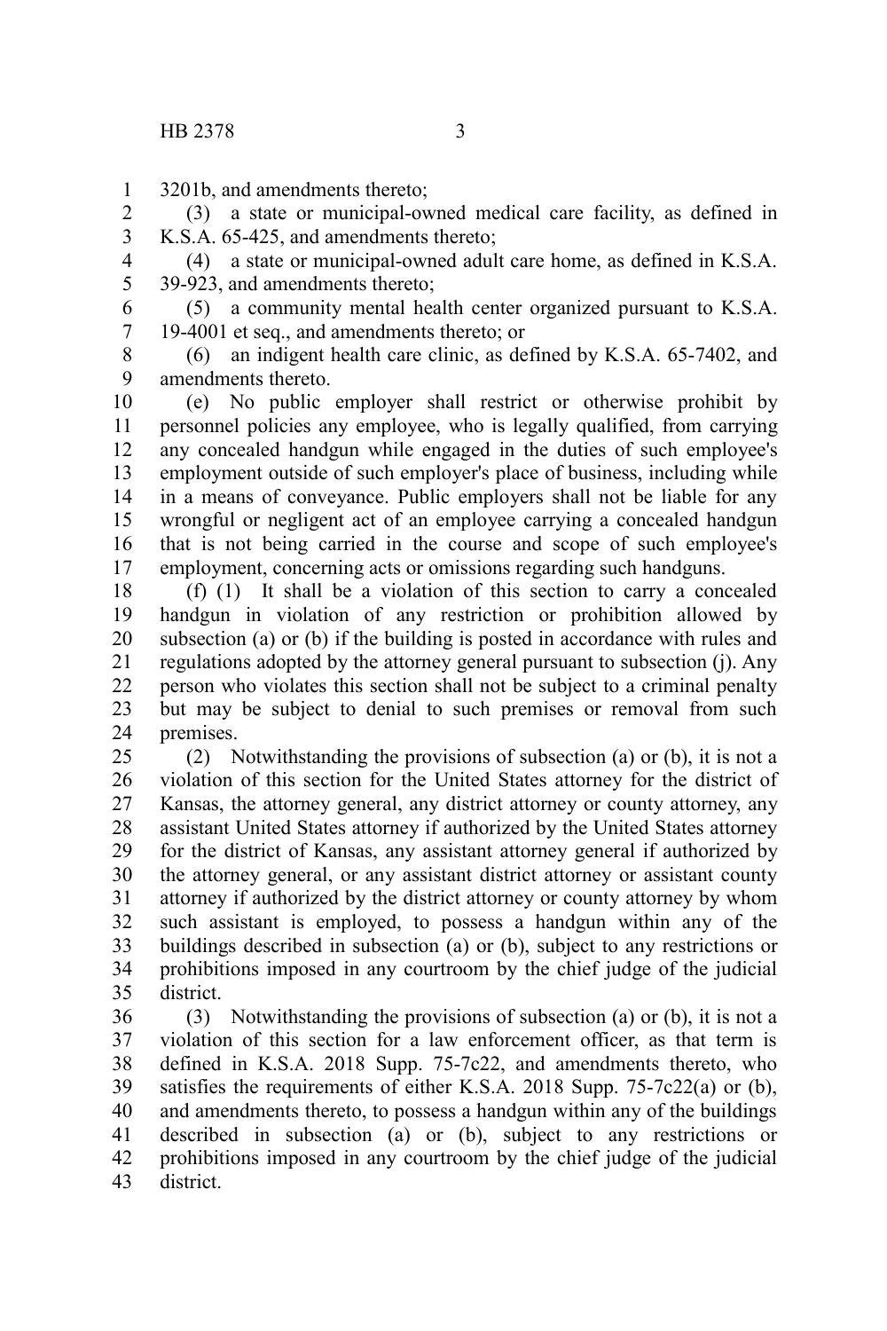3201b, and amendments thereto;

(3) a state or municipal-owned medical care facility, as defined in K.S.A. 65-425, and amendments thereto;

(4) a state or municipal-owned adult care home, as defined in K.S.A. 39-923, and amendments thereto;

(5) a community mental health center organized pursuant to K.S.A. 19-4001 et seq., and amendments thereto; or

(6) an indigent health care clinic, as defined by K.S.A. 65-7402, and amendments thereto.

(e) No public employer shall restrict or otherwise prohibit by personnel policies any employee, who is legally qualified, from carrying any concealed handgun while engaged in the duties of such employee's employment outside of such employer's place of business, including while in a means of conveyance. Public employers shall not be liable for any wrongful or negligent act of an employee carrying a concealed handgun that is not being carried in the course and scope of such employee's employment, concerning acts or omissions regarding such handguns.

(f) (1) It shall be a violation of this section to carry a concealed handgun in violation of any restriction or prohibition allowed by subsection (a) or (b) if the building is posted in accordance with rules and regulations adopted by the attorney general pursuant to subsection (j). Any person who violates this section shall not be subject to a criminal penalty but may be subject to denial to such premises or removal from such premises.

(2) Notwithstanding the provisions of subsection (a) or (b), it is not a violation of this section for the United States attorney for the district of Kansas, the attorney general, any district attorney or county attorney, any assistant United States attorney if authorized by the United States attorney for the district of Kansas, any assistant attorney general if authorized by the attorney general, or any assistant district attorney or assistant county attorney if authorized by the district attorney or county attorney by whom such assistant is employed, to possess a handgun within any of the buildings described in subsection (a) or (b), subject to any restrictions or prohibitions imposed in any courtroom by the chief judge of the judicial district.

(3) Notwithstanding the provisions of subsection (a) or (b), it is not a violation of this section for a law enforcement officer, as that term is defined in K.S.A. 2018 Supp. 75-7c22, and amendments thereto, who satisfies the requirements of either K.S.A. 2018 Supp. 75-7c22(a) or (b), and amendments thereto, to possess a handgun within any of the buildings described in subsection (a) or (b), subject to any restrictions or prohibitions imposed in any courtroom by the chief judge of the judicial district.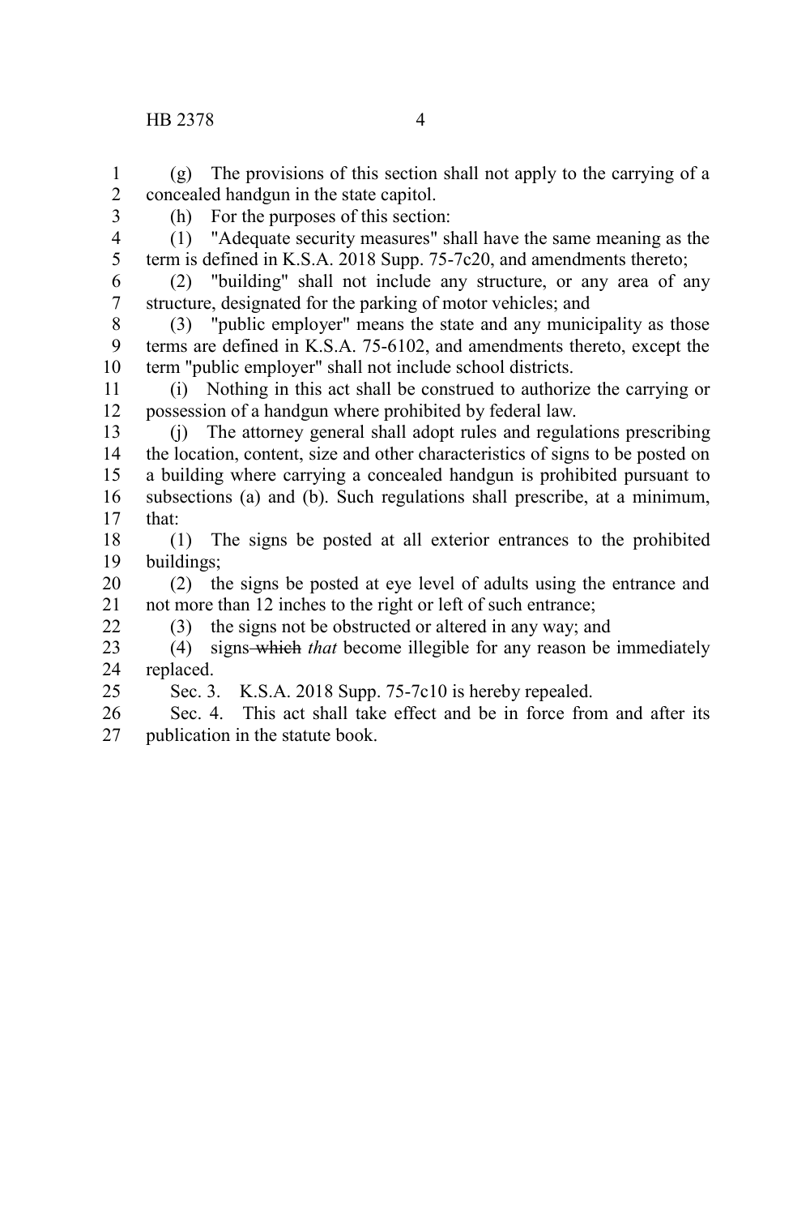(g) The provisions of this section shall not apply to the carrying of a concealed handgun in the state capitol.

(h) For the purposes of this section:

(1) "Adequate security measures" shall have the same meaning as the term is defined in K.S.A. 2018 Supp. 75-7c20, and amendments thereto;

(2) "building" shall not include any structure, or any area of any structure, designated for the parking of motor vehicles; and

(3) "public employer" means the state and any municipality as those terms are defined in K.S.A. 75-6102, and amendments thereto, except the term "public employer" shall not include school districts.

(i) Nothing in this act shall be construed to authorize the carrying or possession of a handgun where prohibited by federal law.

(j) The attorney general shall adopt rules and regulations prescribing the location, content, size and other characteristics of signs to be posted on a building where carrying a concealed handgun is prohibited pursuant to subsections (a) and (b). Such regulations shall prescribe, at a minimum, that:

(1) The signs be posted at all exterior entrances to the prohibited buildings;

(2) the signs be posted at eye level of adults using the entrance and not more than 12 inches to the right or left of such entrance;

(3) the signs not be obstructed or altered in any way; and

(4) signs ~~which~~ *that* become illegible for any reason be immediately replaced.

Sec. 3. K.S.A. 2018 Supp. 75-7c10 is hereby repealed.

Sec. 4. This act shall take effect and be in force from and after its publication in the statute book.